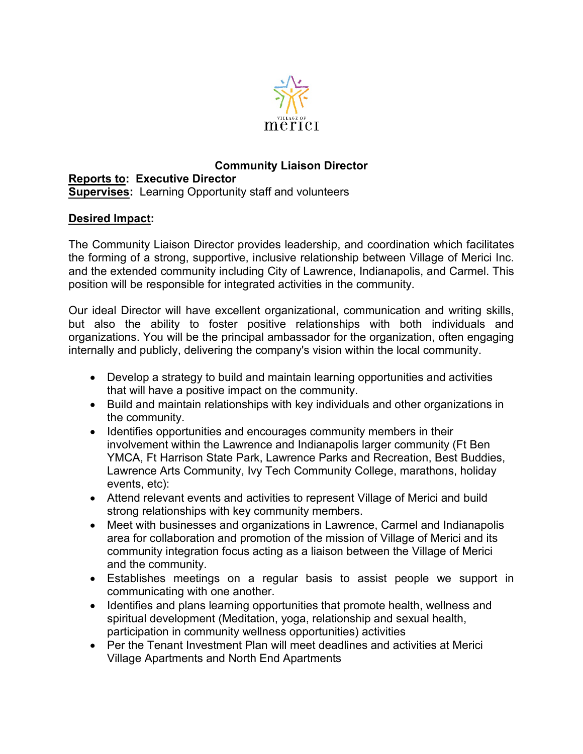# Community Liaison Director

**Reports to: Executive Director**
**Supervises:** Learning Opportunity staff and volunteers

**Desired Impact:**

The Community Liaison Director provides leadership, and coordination which facilitates the forming of a strong, supportive, inclusive relationship between Village of Merici Inc. and the extended community including City of Lawrence, Indianapolis, and Carmel. This position will be responsible for integrated activities in the community.

Our ideal Director will have excellent organizational, communication and writing skills, but also the ability to foster positive relationships with both individuals and organizations. You will be the principal ambassador for the organization, often engaging internally and publicly, delivering the company's vision within the local community.

- Develop a strategy to build and maintain learning opportunities and activities that will have a positive impact on the community.
- Build and maintain relationships with key individuals and other organizations in the community.
- Identifies opportunities and encourages community members in their involvement within the Lawrence and Indianapolis larger community (Ft Ben YMCA, Ft Harrison State Park, Lawrence Parks and Recreation, Best Buddies, Lawrence Arts Community, Ivy Tech Community College, marathons, holiday events, etc):
- Attend relevant events and activities to represent Village of Merici and build strong relationships with key community members.
- Meet with businesses and organizations in Lawrence, Carmel and Indianapolis area for collaboration and promotion of the mission of Village of Merici and its community integration focus acting as a liaison between the Village of Merici and the community.
- Establishes meetings on a regular basis to assist people we support in communicating with one another.
- Identifies and plans learning opportunities that promote health, wellness and spiritual development (Meditation, yoga, relationship and sexual health, participation in community wellness opportunities) activities
- Per the Tenant Investment Plan will meet deadlines and activities at Merici Village Apartments and North End Apartments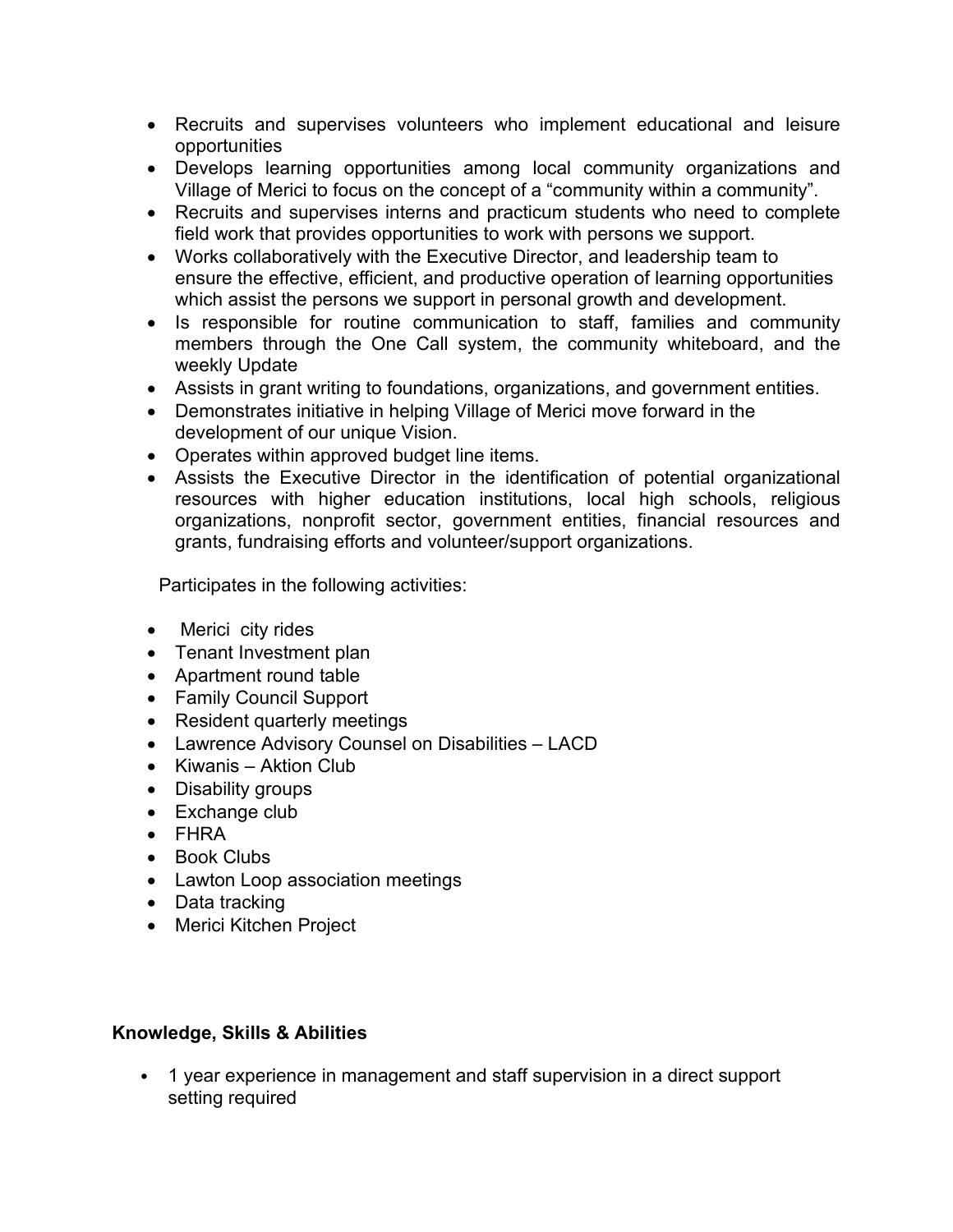- Recruits and supervises volunteers who implement educational and leisure opportunities
- Develops learning opportunities among local community organizations and Village of Merici to focus on the concept of a "community within a community".
- Recruits and supervises interns and practicum students who need to complete field work that provides opportunities to work with persons we support.
- Works collaboratively with the Executive Director, and leadership team to ensure the effective, efficient, and productive operation of learning opportunities which assist the persons we support in personal growth and development.
- Is responsible for routine communication to staff, families and community members through the One Call system, the community whiteboard, and the weekly Update
- Assists in grant writing to foundations, organizations, and government entities.
- Demonstrates initiative in helping Village of Merici move forward in the development of our unique Vision.
- Operates within approved budget line items.
- Assists the Executive Director in the identification of potential organizational resources with higher education institutions, local high schools, religious organizations, nonprofit sector, government entities, financial resources and grants, fundraising efforts and volunteer/support organizations.

Participates in the following activities:

- Merici city rides
- Tenant Investment plan
- Apartment round table
- Family Council Support
- Resident quarterly meetings
- Lawrence Advisory Counsel on Disabilities – LACD
- Kiwanis – Aktion Club
- Disability groups
- Exchange club
- FHRA
- Book Clubs
- Lawton Loop association meetings
- Data tracking
- Merici Kitchen Project

**Knowledge, Skills & Abilities**

- 1 year experience in management and staff supervision in a direct support setting required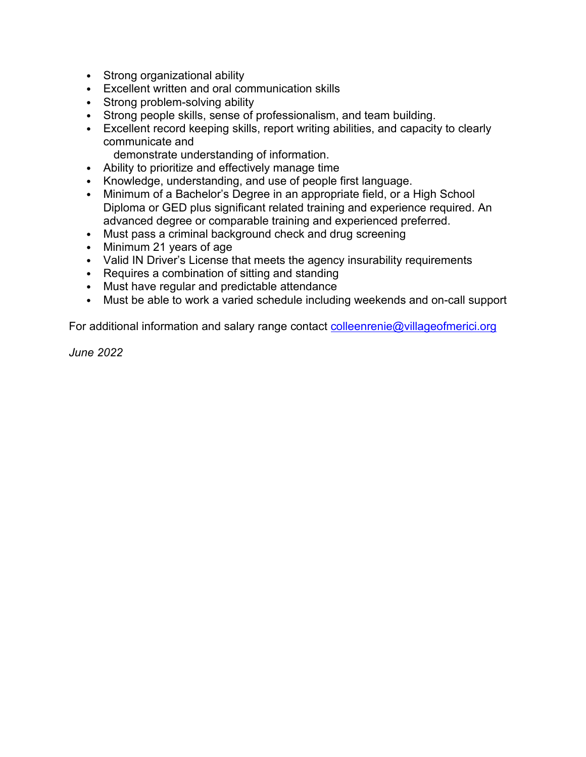- Strong organizational ability
- Excellent written and oral communication skills
- Strong problem-solving ability
- Strong people skills, sense of professionalism, and team building.
- Excellent record keeping skills, report writing abilities, and capacity to clearly communicate and
  demonstrate understanding of information.
- Ability to prioritize and effectively manage time
- Knowledge, understanding, and use of people first language.
- Minimum of a Bachelor's Degree in an appropriate field, or a High School Diploma or GED plus significant related training and experience required. An advanced degree or comparable training and experienced preferred.
- Must pass a criminal background check and drug screening
- Minimum 21 years of age
- Valid IN Driver's License that meets the agency insurability requirements
- Requires a combination of sitting and standing
- Must have regular and predictable attendance
- Must be able to work a varied schedule including weekends and on-call support

For additional information and salary range contact colleenrenie@villageofmerici.org

*June 2022*